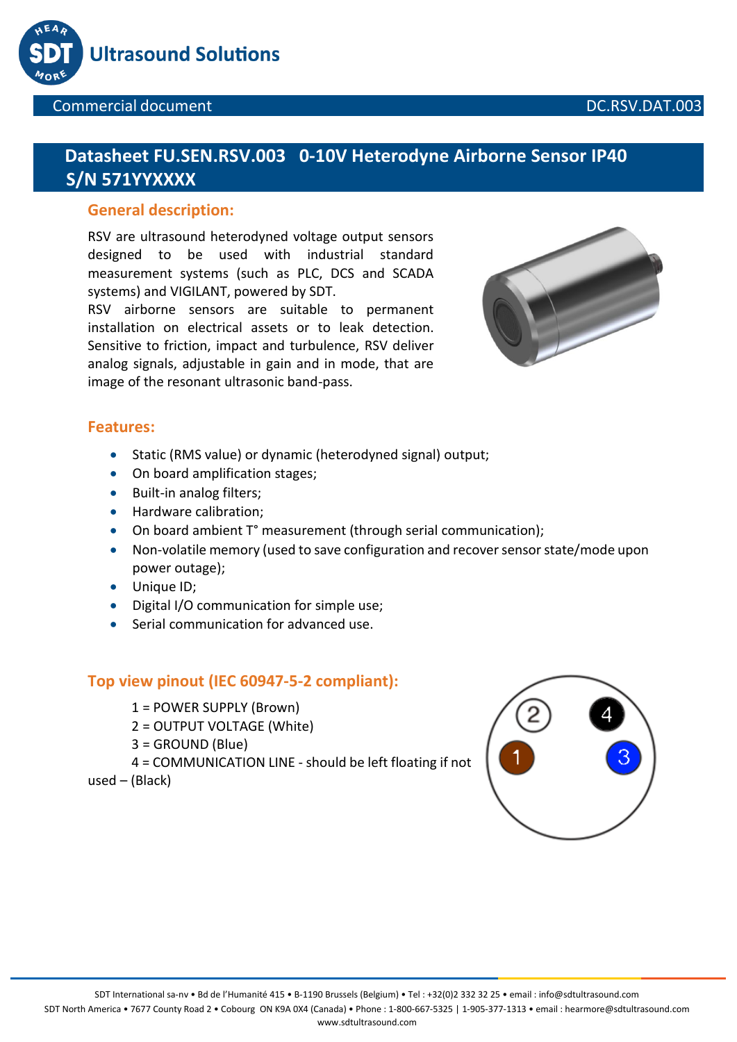Ultrasound Solutions

Commercial document DC.RSV.DAT.003

# Datasheet FU.SEN.RSV.003 0-10V Heterodyne Airborne Sensor IP40 S/N 571YYXXXX

## General description:

RSV are ultrasound heterodyned voltage output sensors designed to be used with industrial standard measurement systems (such as PLC, DCS and SCADA systems) and VIGILANT, powered by SDT.
RSV airborne sensors are suitable to permanent installation on electrical assets or to leak detection. Sensitive to friction, impact and turbulence, RSV deliver analog signals, adjustable in gain and in mode, that are image of the resonant ultrasonic band-pass.

## Features:

- Static (RMS value) or dynamic (heterodyned signal) output;
- On board amplification stages;
- Built-in analog filters;
- Hardware calibration;
- On board ambient T° measurement (through serial communication);
- Non-volatile memory (used to save configuration and recover sensor state/mode upon power outage);
- Unique ID;
- Digital I/O communication for simple use;
- Serial communication for advanced use.

## Top view pinout (IEC 60947-5-2 compliant):

1 = POWER SUPPLY (Brown)
2 = OUTPUT VOLTAGE (White)
3 = GROUND (Blue)
4 = COMMUNICATION LINE - should be left floating if not used – (Black)

SDT International sa-nv • Bd de l'Humanité 415 • B-1190 Brussels (Belgium) • Tel : +32(0)2 332 32 25 • email : info@sdtultrasound.com
SDT North America • 7677 County Road 2 • Cobourg ON K9A 0X4 (Canada) • Phone : 1-800-667-5325 | 1-905-377-1313 • email : hearmore@sdtultrasound.com
www.sdtultrasound.com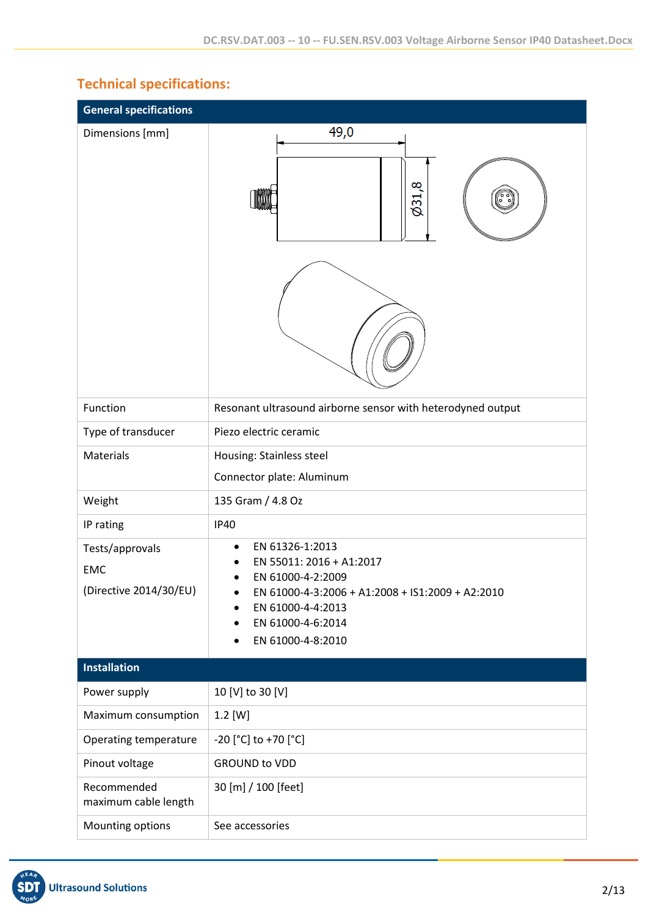## Technical specifications:

| General specifications | |
|---|---|
| Dimensions [mm] | 49,0; Ø31,8 |
| Function | Resonant ultrasound airborne sensor with heterodyned output |
| Type of transducer | Piezo electric ceramic |
| Materials | Housing: Stainless steel<br>Connector plate: Aluminum |
| Weight | 135 Gram / 4.8 Oz |
| IP rating | IP40 |
| Tests/approvals<br>EMC<br>(Directive 2014/30/EU) | • EN 61326-1:2013<br>• EN 55011: 2016 + A1:2017<br>• EN 61000-4-2:2009<br>• EN 61000-4-3:2006 + A1:2008 + IS1:2009 + A2:2010<br>• EN 61000-4-4:2013<br>• EN 61000-4-6:2014<br>• EN 61000-4-8:2010 |
| **Installation** | |
| Power supply | 10 [V] to 30 [V] |
| Maximum consumption | 1.2 [W] |
| Operating temperature | -20 [°C] to +70 [°C] |
| Pinout voltage | GROUND to VDD |
| Recommended maximum cable length | 30 [m] / 100 [feet] |
| Mounting options | See accessories |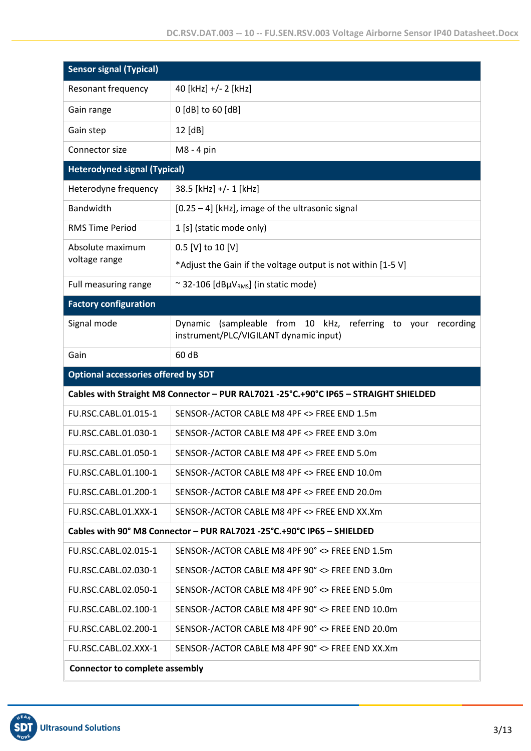| Sensor signal (Typical) | |
|---|---|
| Resonant frequency | 40 [kHz] +/- 2 [kHz] |
| Gain range | 0 [dB] to 60 [dB] |
| Gain step | 12 [dB] |
| Connector size | M8 - 4 pin |
| **Heterodyned signal (Typical)** | |
| Heterodyne frequency | 38.5 [kHz] +/- 1 [kHz] |
| Bandwidth | [0.25 – 4] [kHz], image of the ultrasonic signal |
| RMS Time Period | 1 [s] (static mode only) |
| Absolute maximum voltage range | 0.5 [V] to 10 [V]<br>*Adjust the Gain if the voltage output is not within [1-5 V] |
| Full measuring range | ~ 32-106 [dBµ$V_{RMS}$] (in static mode) |
| **Factory configuration** | |
| Signal mode | Dynamic (sampleable from 10 kHz, referring to your recording instrument/PLC/VIGILANT dynamic input) |
| Gain | 60 dB |
| **Optional accessories offered by SDT** | |
| **Cables with Straight M8 Connector – PUR RAL7021 -25°C.+90°C IP65 – STRAIGHT SHIELDED** | |
| FU.RSC.CABL.01.015-1 | SENSOR-/ACTOR CABLE M8 4PF <> FREE END 1.5m |
| FU.RSC.CABL.01.030-1 | SENSOR-/ACTOR CABLE M8 4PF <> FREE END 3.0m |
| FU.RSC.CABL.01.050-1 | SENSOR-/ACTOR CABLE M8 4PF <> FREE END 5.0m |
| FU.RSC.CABL.01.100-1 | SENSOR-/ACTOR CABLE M8 4PF <> FREE END 10.0m |
| FU.RSC.CABL.01.200-1 | SENSOR-/ACTOR CABLE M8 4PF <> FREE END 20.0m |
| FU.RSC.CABL.01.XXX-1 | SENSOR-/ACTOR CABLE M8 4PF <> FREE END XX.Xm |
| **Cables with 90° M8 Connector – PUR RAL7021 -25°C.+90°C IP65 – SHIELDED** | |
| FU.RSC.CABL.02.015-1 | SENSOR-/ACTOR CABLE M8 4PF 90° <> FREE END 1.5m |
| FU.RSC.CABL.02.030-1 | SENSOR-/ACTOR CABLE M8 4PF 90° <> FREE END 3.0m |
| FU.RSC.CABL.02.050-1 | SENSOR-/ACTOR CABLE M8 4PF 90° <> FREE END 5.0m |
| FU.RSC.CABL.02.100-1 | SENSOR-/ACTOR CABLE M8 4PF 90° <> FREE END 10.0m |
| FU.RSC.CABL.02.200-1 | SENSOR-/ACTOR CABLE M8 4PF 90° <> FREE END 20.0m |
| FU.RSC.CABL.02.XXX-1 | SENSOR-/ACTOR CABLE M8 4PF 90° <> FREE END XX.Xm |
| **Connector to complete assembly** | |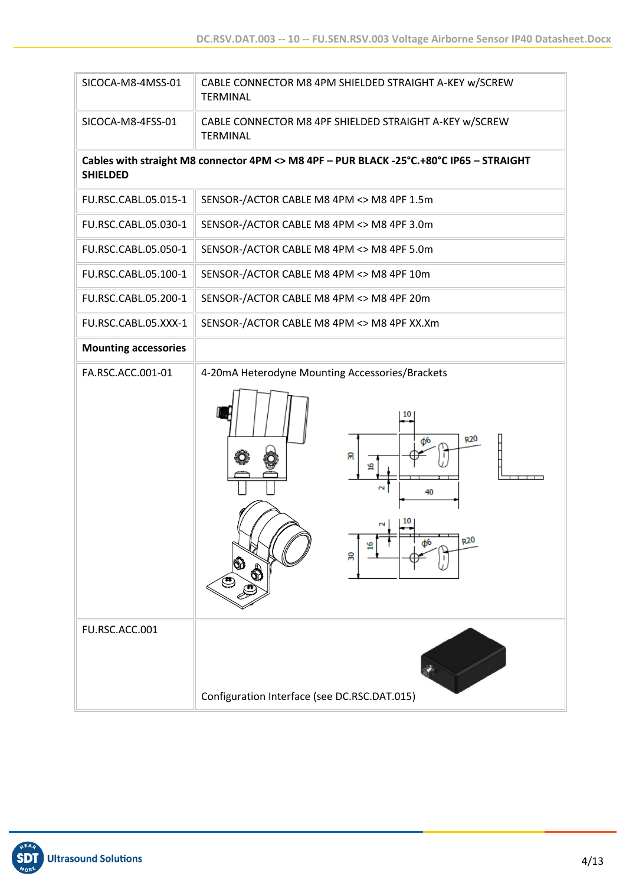| | |
|---|---|
| SICOCA-M8-4MSS-01 | CABLE CONNECTOR M8 4PM SHIELDED STRAIGHT A-KEY w/SCREW TERMINAL |
| SICOCA-M8-4FSS-01 | CABLE CONNECTOR M8 4PF SHIELDED STRAIGHT A-KEY w/SCREW TERMINAL |
| **Cables with straight M8 connector 4PM <> M8 4PF – PUR BLACK -25°C.+80°C IP65 – STRAIGHT SHIELDED** | |
| FU.RSC.CABL.05.015-1 | SENSOR-/ACTOR CABLE M8 4PM <> M8 4PF 1.5m |
| FU.RSC.CABL.05.030-1 | SENSOR-/ACTOR CABLE M8 4PM <> M8 4PF 3.0m |
| FU.RSC.CABL.05.050-1 | SENSOR-/ACTOR CABLE M8 4PM <> M8 4PF 5.0m |
| FU.RSC.CABL.05.100-1 | SENSOR-/ACTOR CABLE M8 4PM <> M8 4PF 10m |
| FU.RSC.CABL.05.200-1 | SENSOR-/ACTOR CABLE M8 4PM <> M8 4PF 20m |
| FU.RSC.CABL.05.XXX-1 | SENSOR-/ACTOR CABLE M8 4PM <> M8 4PF XX.Xm |
| **Mounting accessories** | |
| FA.RSC.ACC.001-01 | 4-20mA Heterodyne Mounting Accessories/Brackets |
| FU.RSC.ACC.001 | Configuration Interface (see DC.RSC.DAT.015) |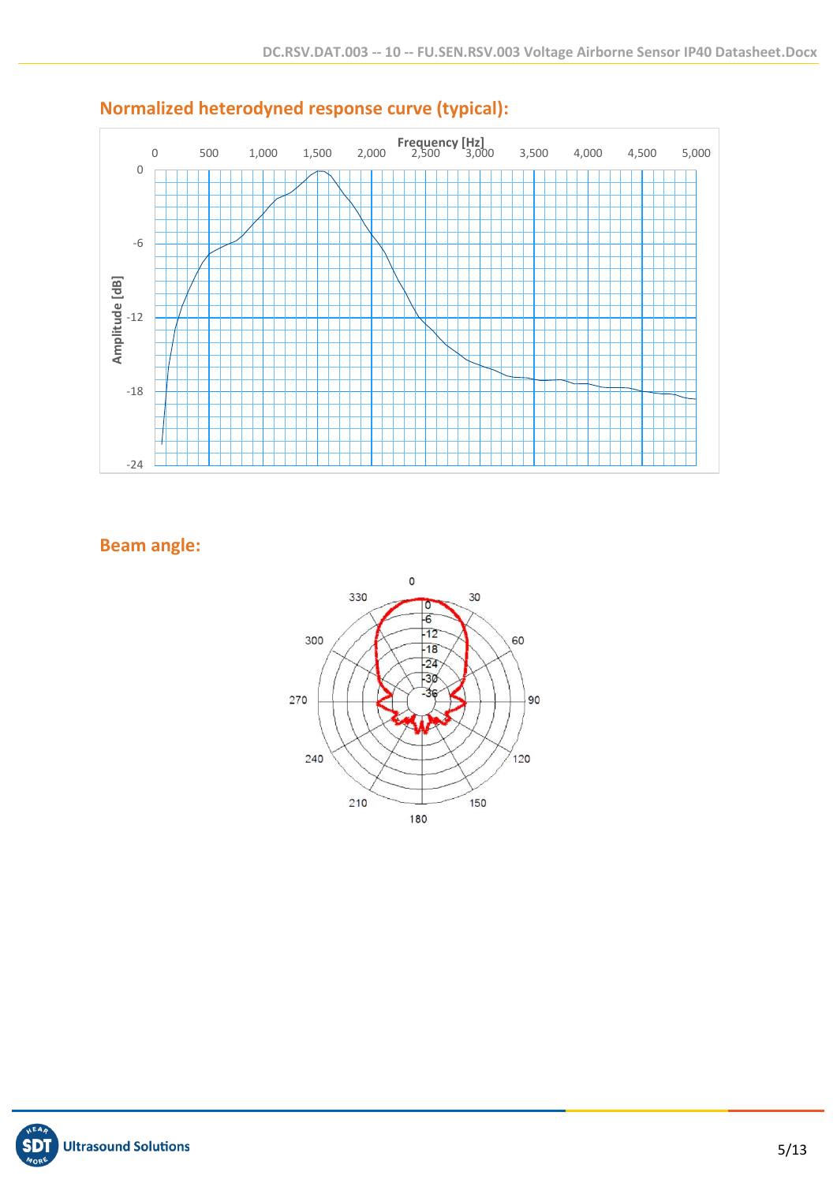## Normalized heterodyned response curve (typical):

Frequency [Hz]

0 500 1,000 1,500 2,000 2,500 3,000 3,500 4,000 4,500 5,000

Amplitude [dB]

0 -6 -12 -18 -24

## Beam angle:

0 30 60 90 120 150 180 210 240 270 300 330

0 -6 -12 -18 -24 -30 -36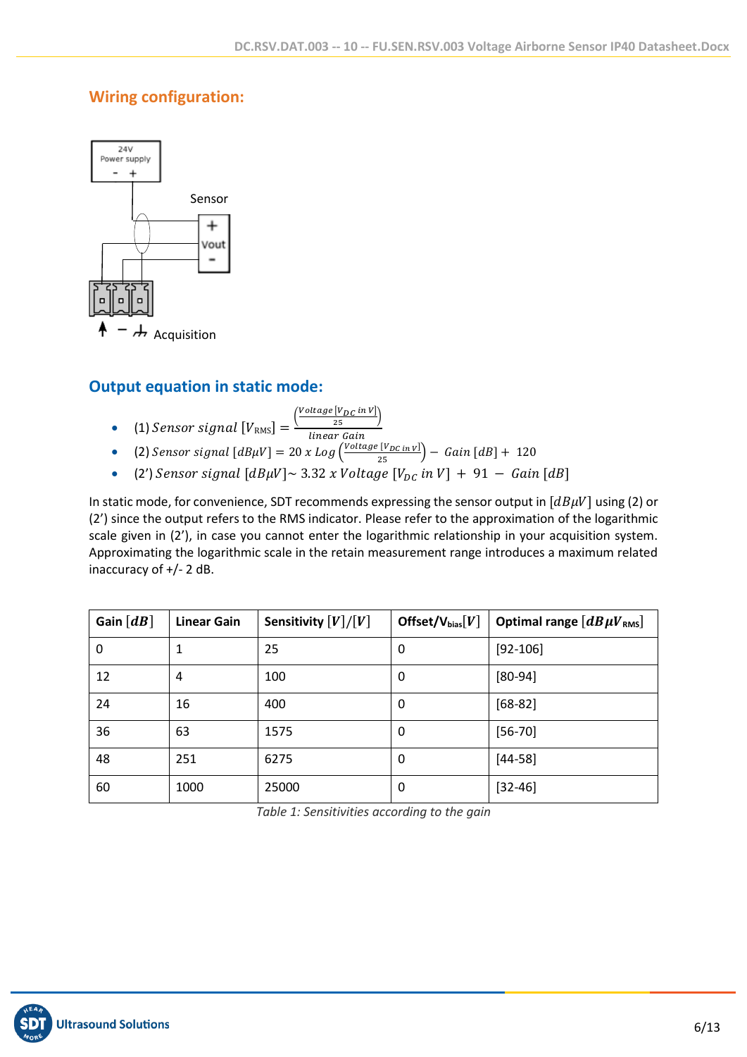## Wiring configuration:

24V Power supply

\- +

Sensor

\+

Vout

\-

Acquisition

## Output equation in static mode:

- (1) $Sensor\ signal\ [V_{\text{RMS}}] = \frac{\left(\frac{Voltage\ [V_{DC}\ in\ V]}{25}\right)}{linear\ Gain}$
- (2) $Sensor\ signal\ [dB\mu V] = 20\ x\ Log\left(\frac{Voltage\ [V_{DC}\ in\ V]}{25}\right) - \ Gain\ [dB] + \ 120$
- (2') $Sensor\ signal\ [dB\mu V] \sim 3.32\ x\ Voltage\ [V_{DC}\ in\ V]\ +\ 91\ -\ Gain\ [dB]$

In static mode, for convenience, SDT recommends expressing the sensor output in $[dB\mu V]$ using (2) or (2') since the output refers to the RMS indicator. Please refer to the approximation of the logarithmic scale given in (2'), in case you cannot enter the logarithmic relationship in your acquisition system. Approximating the logarithmic scale in the retain measurement range introduces a maximum related inaccuracy of +/- 2 dB.

| Gain $[dB]$ | Linear Gain | Sensitivity $[V]/[V]$ | Offset/$V_{bias}[V]$ | Optimal range $[dB\mu V_{RMS}]$ |
|---|---|---|---|---|
| 0 | 1 | 25 | 0 | [92-106] |
| 12 | 4 | 100 | 0 | [80-94] |
| 24 | 16 | 400 | 0 | [68-82] |
| 36 | 63 | 1575 | 0 | [56-70] |
| 48 | 251 | 6275 | 0 | [44-58] |
| 60 | 1000 | 25000 | 0 | [32-46] |

*Table 1: Sensitivities according to the gain*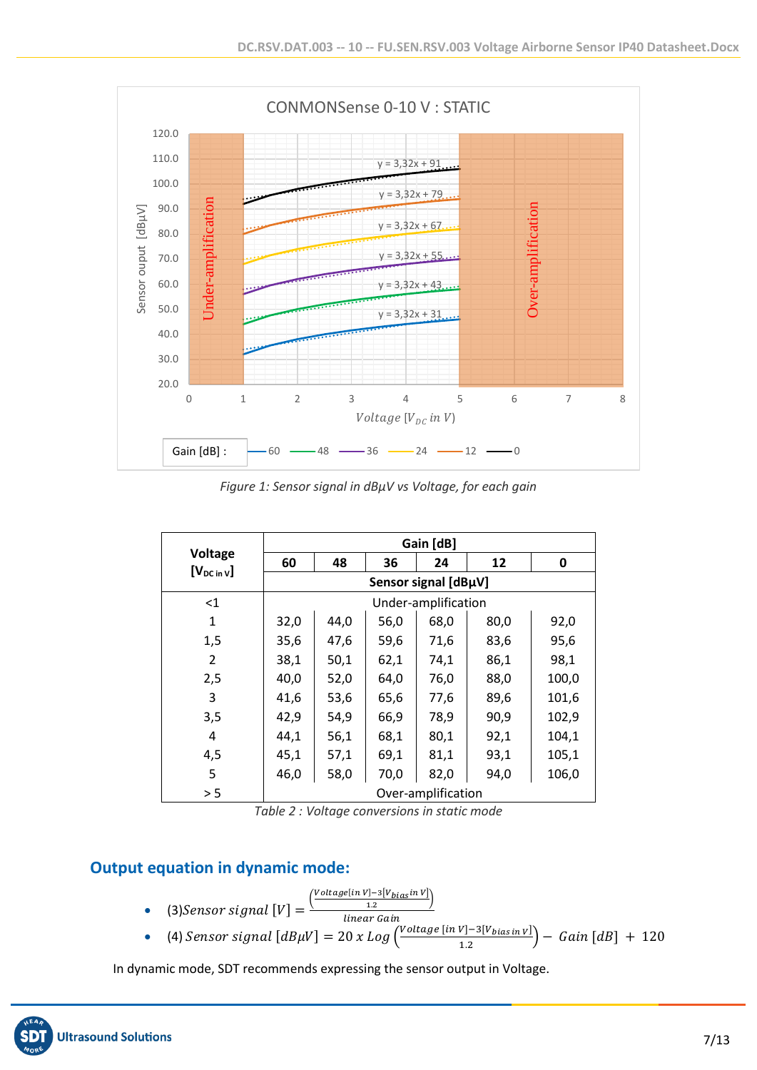CONMONSense 0-10 V : STATIC

Figure 1: Sensor signal in dBµV vs Voltage, for each gain

| Voltage $[V_{DC\ in\ V}]$ | Gain [dB] | | | | | |
|---|---|---|---|---|---|---|
| | 60 | 48 | 36 | 24 | 12 | 0 |
| | Sensor signal [dBµV] | | | | | |
| <1 | Under-amplification | | | | | |
| 1 | 32,0 | 44,0 | 56,0 | 68,0 | 80,0 | 92,0 |
| 1,5 | 35,6 | 47,6 | 59,6 | 71,6 | 83,6 | 95,6 |
| 2 | 38,1 | 50,1 | 62,1 | 74,1 | 86,1 | 98,1 |
| 2,5 | 40,0 | 52,0 | 64,0 | 76,0 | 88,0 | 100,0 |
| 3 | 41,6 | 53,6 | 65,6 | 77,6 | 89,6 | 101,6 |
| 3,5 | 42,9 | 54,9 | 66,9 | 78,9 | 90,9 | 102,9 |
| 4 | 44,1 | 56,1 | 68,1 | 80,1 | 92,1 | 104,1 |
| 4,5 | 45,1 | 57,1 | 69,1 | 81,1 | 93,1 | 105,1 |
| 5 | 46,0 | 58,0 | 70,0 | 82,0 | 94,0 | 106,0 |
| > 5 | Over-amplification | | | | | |

Table 2 : Voltage conversions in static mode

## Output equation in dynamic mode:

- (3) $Sensor\ signal\ [V] = \dfrac{\left(\dfrac{Voltage[in\ V] - 3[V_{bias} in\ V]}{1.2}\right)}{linear\ Gain}$
- (4) $Sensor\ signal\ [dB\mu V] = 20\ x\ Log\left(\dfrac{Voltage\ [in\ V] - 3[V_{bias\ in\ V}]}{1.2}\right) - Gain\ [dB]\ +\ 120$

In dynamic mode, SDT recommends expressing the sensor output in Voltage.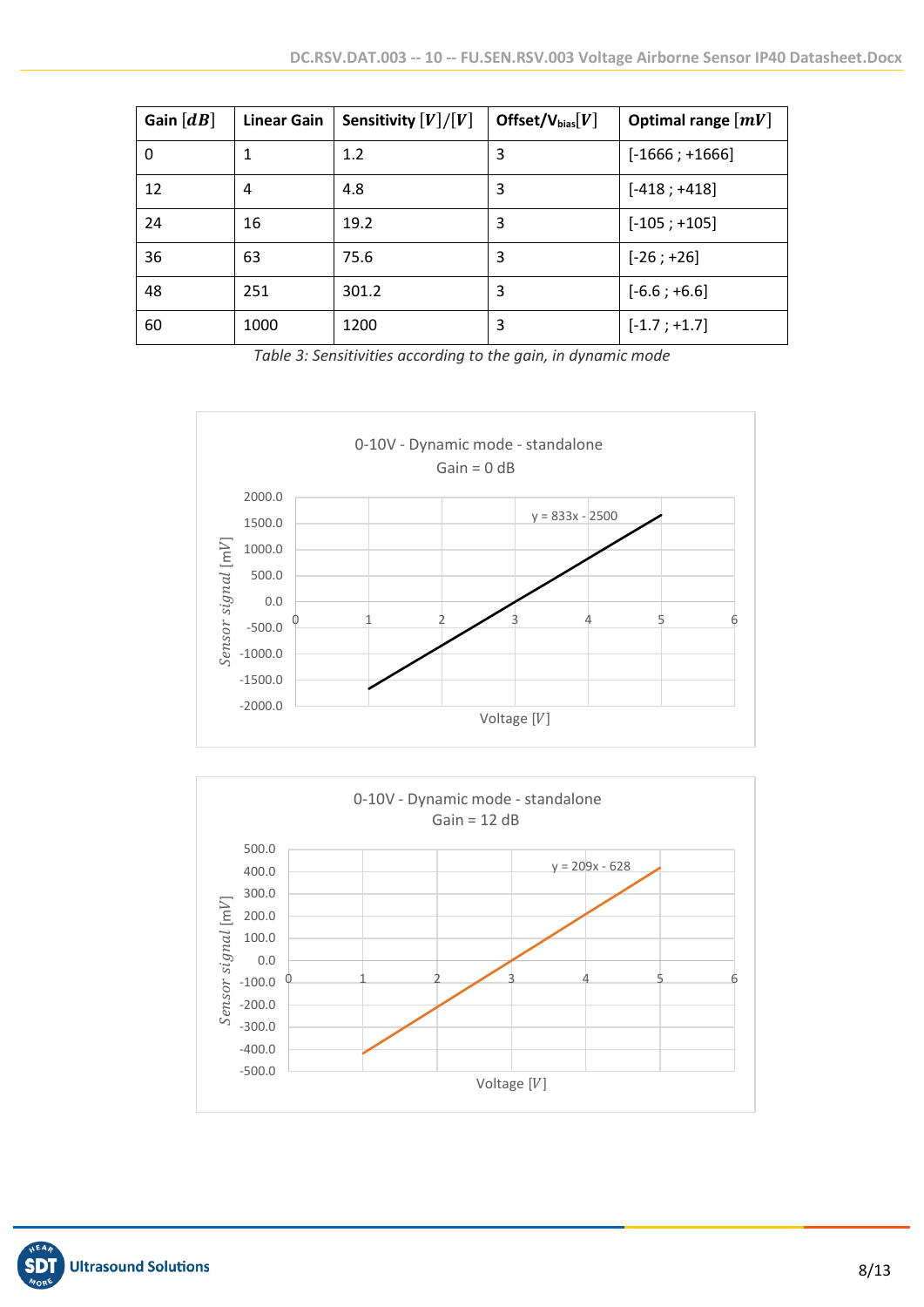| Gain $[dB]$ | Linear Gain | Sensitivity $[V]/[V]$ | Offset/$V_{bias}[V]$ | Optimal range $[mV]$ |
|---|---|---|---|---|
| 0 | 1 | 1.2 | 3 | [-1666 ; +1666] |
| 12 | 4 | 4.8 | 3 | [-418 ; +418] |
| 24 | 16 | 19.2 | 3 | [-105 ; +105] |
| 36 | 63 | 75.6 | 3 | [-26 ; +26] |
| 48 | 251 | 301.2 | 3 | [-6.6 ; +6.6] |
| 60 | 1000 | 1200 | 3 | [-1.7 ; +1.7] |

*Table 3: Sensitivities according to the gain, in dynamic mode*

0-10V - Dynamic mode - standalone
Gain = 0 dB

y = 833x - 2500

Sensor signal [mV]

Voltage $[V]$

0-10V - Dynamic mode - standalone
Gain = 12 dB

y = 209x - 628

Sensor signal [mV]

Voltage $[V]$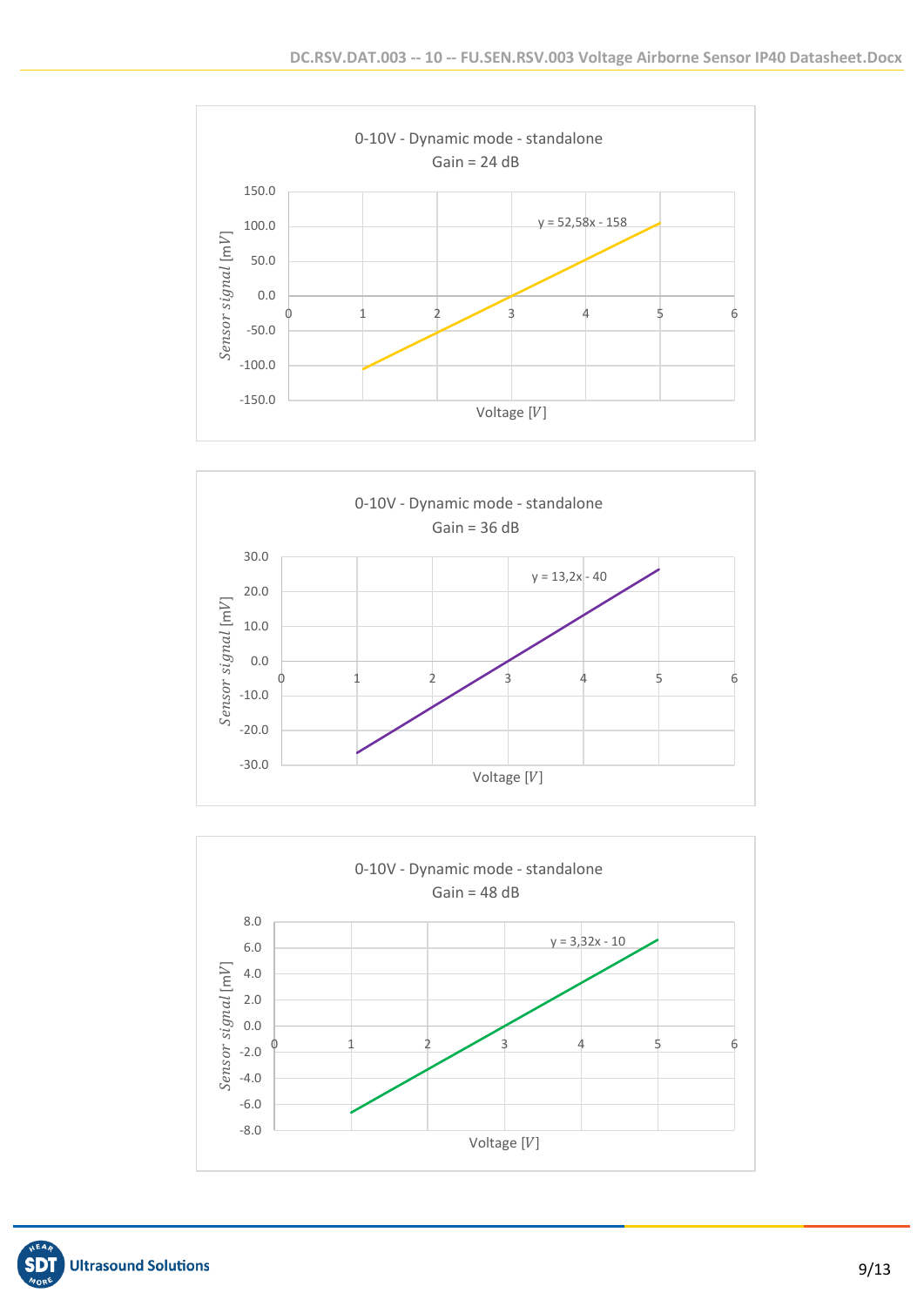0-10V - Dynamic mode - standalone
Gain = 24 dB

y = 52,58x - 158

Sensor signal [mV]

Voltage [V]

0-10V - Dynamic mode - standalone
Gain = 36 dB

y = 13,2x - 40

Sensor signal [mV]

Voltage [V]

0-10V - Dynamic mode - standalone
Gain = 48 dB

y = 3,32x - 10

Sensor signal [mV]

Voltage [V]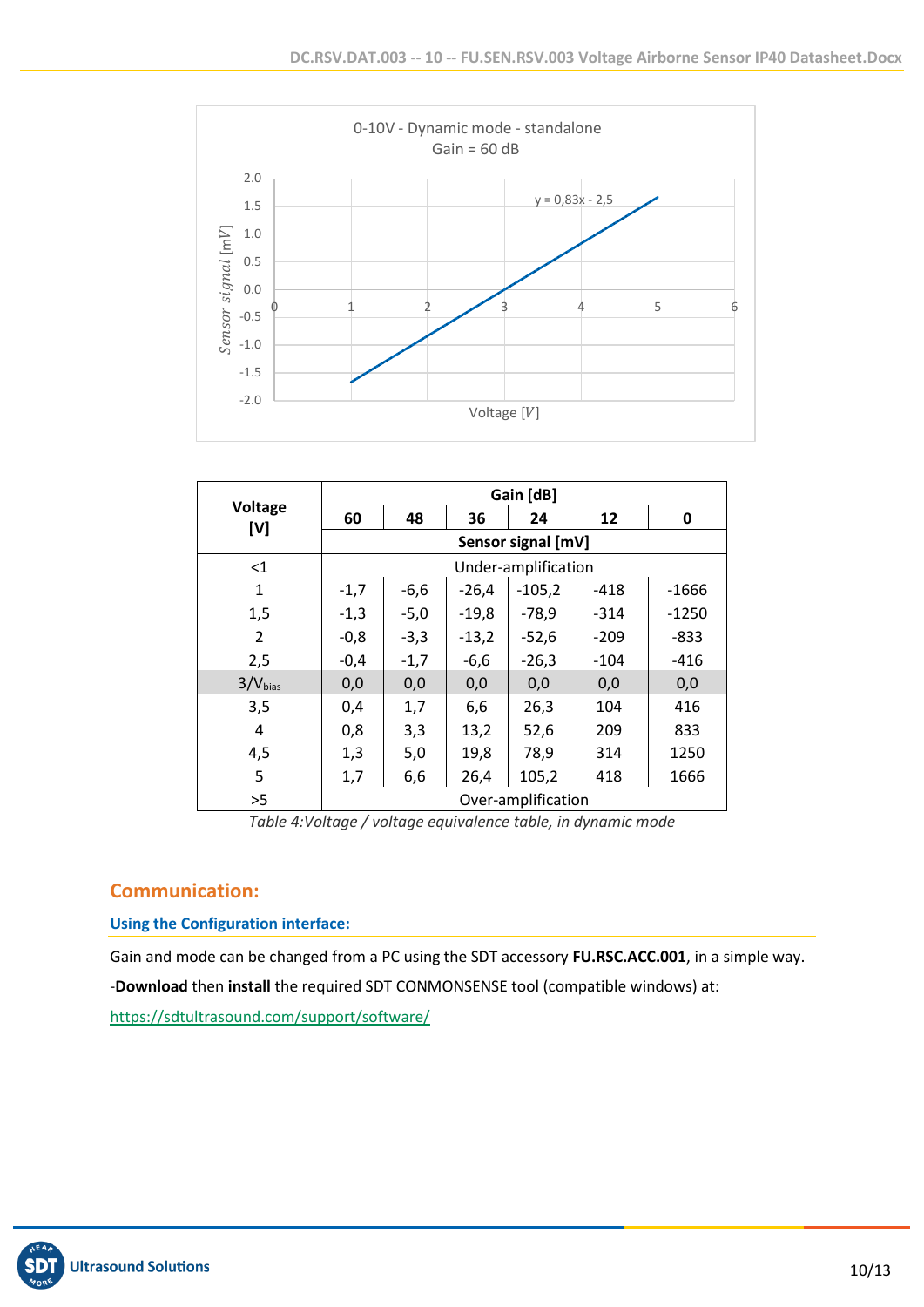0-10V - Dynamic mode - standalone
Gain = 60 dB

y = 0,83x - 2,5

Sensor signal [mV]

Voltage [V]

| Voltage [V] | Gain [dB] | | | | | |
|---|---|---|---|---|---|---|
| | 60 | 48 | 36 | 24 | 12 | 0 |
| | Sensor signal [mV] | | | | | |
| <1 | Under-amplification | | | | | |
| 1 | -1,7 | -6,6 | -26,4 | -105,2 | -418 | -1666 |
| 1,5 | -1,3 | -5,0 | -19,8 | -78,9 | -314 | -1250 |
| 2 | -0,8 | -3,3 | -13,2 | -52,6 | -209 | -833 |
| 2,5 | -0,4 | -1,7 | -6,6 | -26,3 | -104 | -416 |
| 3/$V_{bias}$ | 0,0 | 0,0 | 0,0 | 0,0 | 0,0 | 0,0 |
| 3,5 | 0,4 | 1,7 | 6,6 | 26,3 | 104 | 416 |
| 4 | 0,8 | 3,3 | 13,2 | 52,6 | 209 | 833 |
| 4,5 | 1,3 | 5,0 | 19,8 | 78,9 | 314 | 1250 |
| 5 | 1,7 | 6,6 | 26,4 | 105,2 | 418 | 1666 |
| >5 | Over-amplification | | | | | |

*Table 4:Voltage / voltage equivalence table, in dynamic mode*

## Communication:

### Using the Configuration interface:

Gain and mode can be changed from a PC using the SDT accessory **FU.RSC.ACC.001**, in a simple way.

-**Download** then **install** the required SDT CONMONSENSE tool (compatible windows) at:

https://sdtultrasound.com/support/software/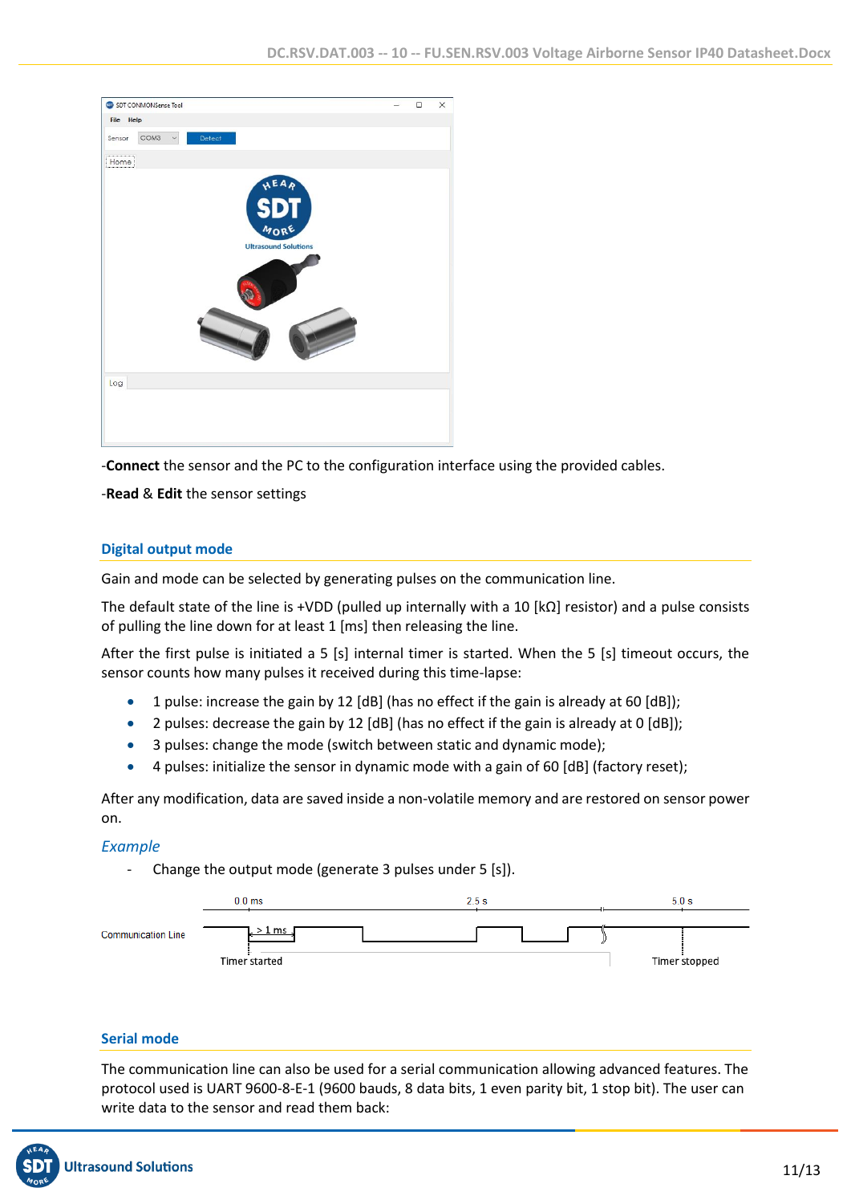-**Connect** the sensor and the PC to the configuration interface using the provided cables.

-**Read** & **Edit** the sensor settings

## Digital output mode

Gain and mode can be selected by generating pulses on the communication line.

The default state of the line is +VDD (pulled up internally with a 10 [kΩ] resistor) and a pulse consists of pulling the line down for at least 1 [ms] then releasing the line.

After the first pulse is initiated a 5 [s] internal timer is started. When the 5 [s] timeout occurs, the sensor counts how many pulses it received during this time-lapse:

- 1 pulse: increase the gain by 12 [dB] (has no effect if the gain is already at 60 [dB]);
- 2 pulses: decrease the gain by 12 [dB] (has no effect if the gain is already at 0 [dB]);
- 3 pulses: change the mode (switch between static and dynamic mode);
- 4 pulses: initialize the sensor in dynamic mode with a gain of 60 [dB] (factory reset);

After any modification, data are saved inside a non-volatile memory and are restored on sensor power on.

### *Example*

- Change the output mode (generate 3 pulses under 5 [s]).

## Serial mode

The communication line can also be used for a serial communication allowing advanced features. The protocol used is UART 9600-8-E-1 (9600 bauds, 8 data bits, 1 even parity bit, 1 stop bit). The user can write data to the sensor and read them back: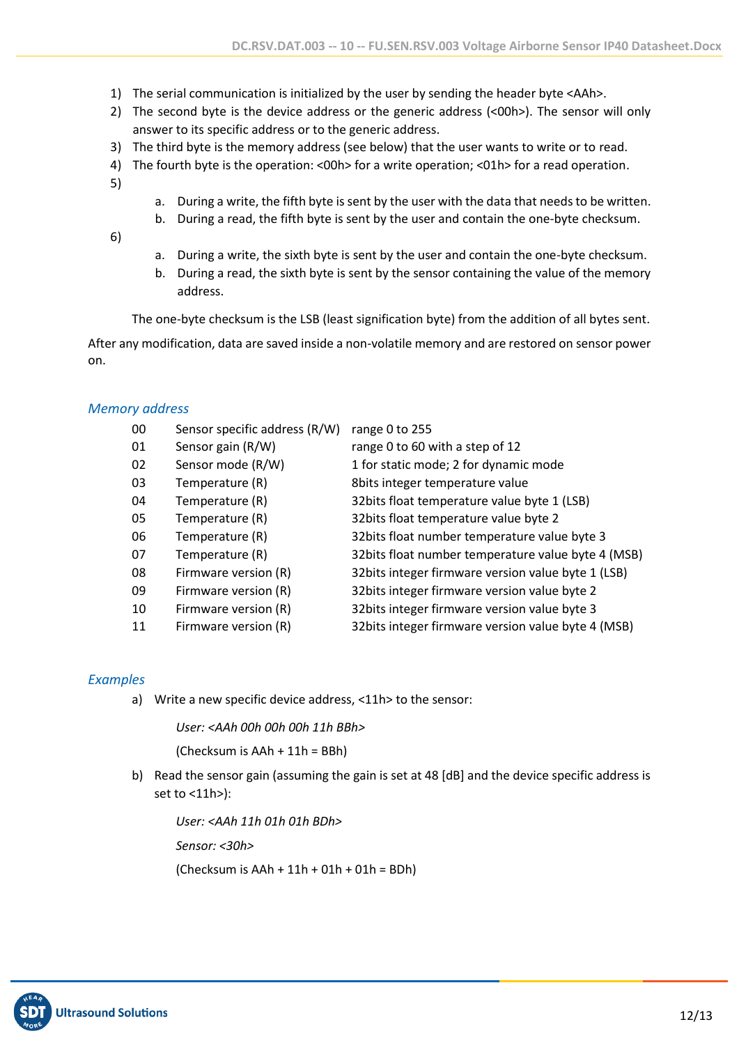1) The serial communication is initialized by the user by sending the header byte <AAh>.
2) The second byte is the device address or the generic address (<00h>). The sensor will only answer to its specific address or to the generic address.
3) The third byte is the memory address (see below) that the user wants to write or to read.
4) The fourth byte is the operation: <00h> for a write operation; <01h> for a read operation.
5)
   a. During a write, the fifth byte is sent by the user with the data that needs to be written.
   b. During a read, the fifth byte is sent by the user and contain the one-byte checksum.
6)
   a. During a write, the sixth byte is sent by the user and contain the one-byte checksum.
   b. During a read, the sixth byte is sent by the sensor containing the value of the memory address.

The one-byte checksum is the LSB (least signification byte) from the addition of all bytes sent.

After any modification, data are saved inside a non-volatile memory and are restored on sensor power on.

### *Memory address*

| | | |
|---|---|---|
| 00 | Sensor specific address (R/W) | range 0 to 255 |
| 01 | Sensor gain (R/W) | range 0 to 60 with a step of 12 |
| 02 | Sensor mode (R/W) | 1 for static mode; 2 for dynamic mode |
| 03 | Temperature (R) | 8bits integer temperature value |
| 04 | Temperature (R) | 32bits float temperature value byte 1 (LSB) |
| 05 | Temperature (R) | 32bits float temperature value byte 2 |
| 06 | Temperature (R) | 32bits float number temperature value byte 3 |
| 07 | Temperature (R) | 32bits float number temperature value byte 4 (MSB) |
| 08 | Firmware version (R) | 32bits integer firmware version value byte 1 (LSB) |
| 09 | Firmware version (R) | 32bits integer firmware version value byte 2 |
| 10 | Firmware version (R) | 32bits integer firmware version value byte 3 |
| 11 | Firmware version (R) | 32bits integer firmware version value byte 4 (MSB) |

### *Examples*

a) Write a new specific device address, <11h> to the sensor:

   *User: <AAh 00h 00h 00h 11h BBh>*

   (Checksum is AAh + 11h = BBh)

b) Read the sensor gain (assuming the gain is set at 48 [dB] and the device specific address is set to <11h>):

   *User: <AAh 11h 01h 01h BDh>*

   *Sensor: <30h>*

   (Checksum is AAh + 11h + 01h + 01h = BDh)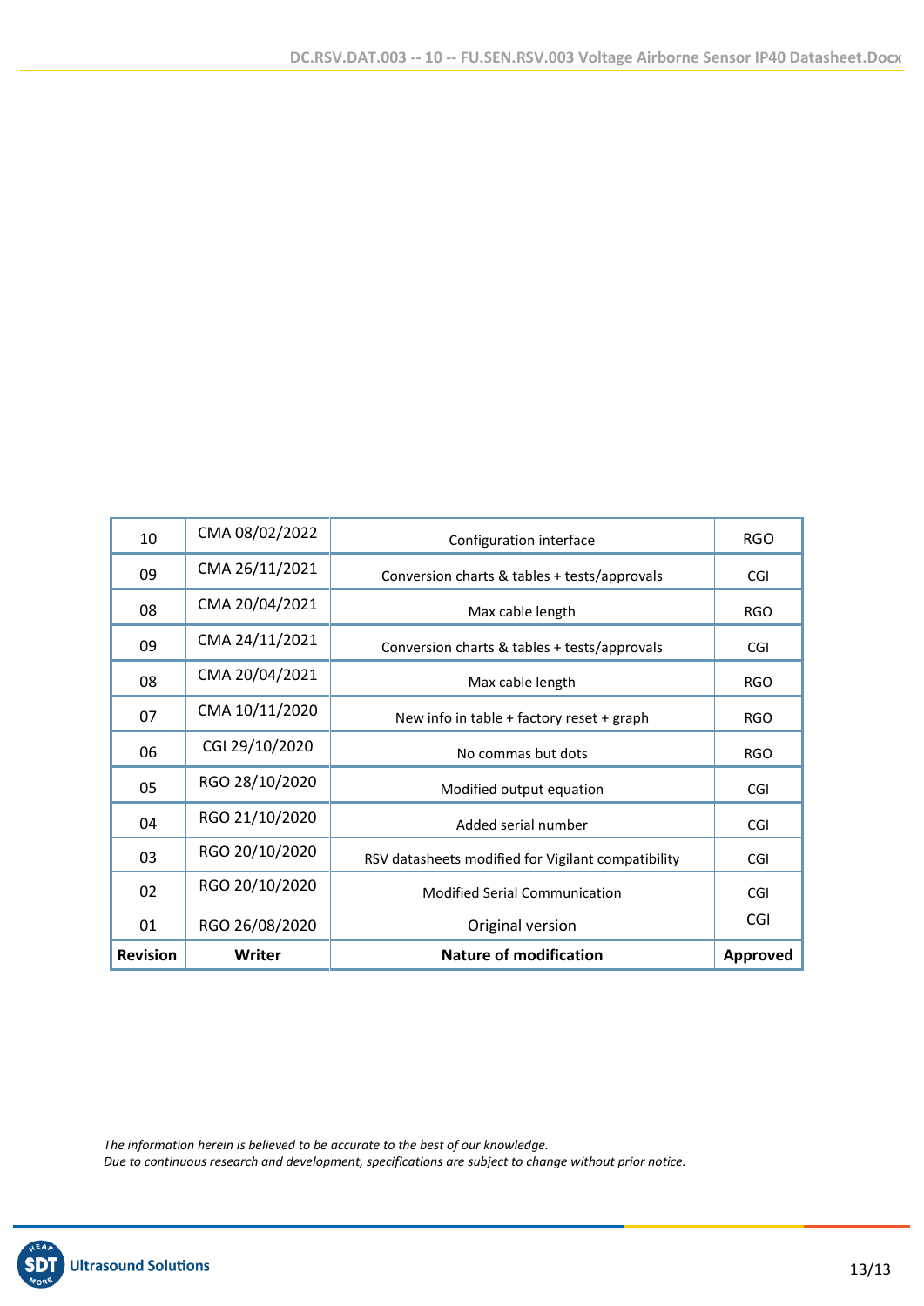| | | | |
|---|---|---|---|
| 10 | CMA 08/02/2022 | Configuration interface | RGO |
| 09 | CMA 26/11/2021 | Conversion charts & tables + tests/approvals | CGI |
| 08 | CMA 20/04/2021 | Max cable length | RGO |
| 09 | CMA 24/11/2021 | Conversion charts & tables + tests/approvals | CGI |
| 08 | CMA 20/04/2021 | Max cable length | RGO |
| 07 | CMA 10/11/2020 | New info in table + factory reset + graph | RGO |
| 06 | CGI 29/10/2020 | No commas but dots | RGO |
| 05 | RGO 28/10/2020 | Modified output equation | CGI |
| 04 | RGO 21/10/2020 | Added serial number | CGI |
| 03 | RGO 20/10/2020 | RSV datasheets modified for Vigilant compatibility | CGI |
| 02 | RGO 20/10/2020 | Modified Serial Communication | CGI |
| 01 | RGO 26/08/2020 | Original version | CGI |
| **Revision** | **Writer** | **Nature of modification** | **Approved** |

*The information herein is believed to be accurate to the best of our knowledge.*
*Due to continuous research and development, specifications are subject to change without prior notice.*